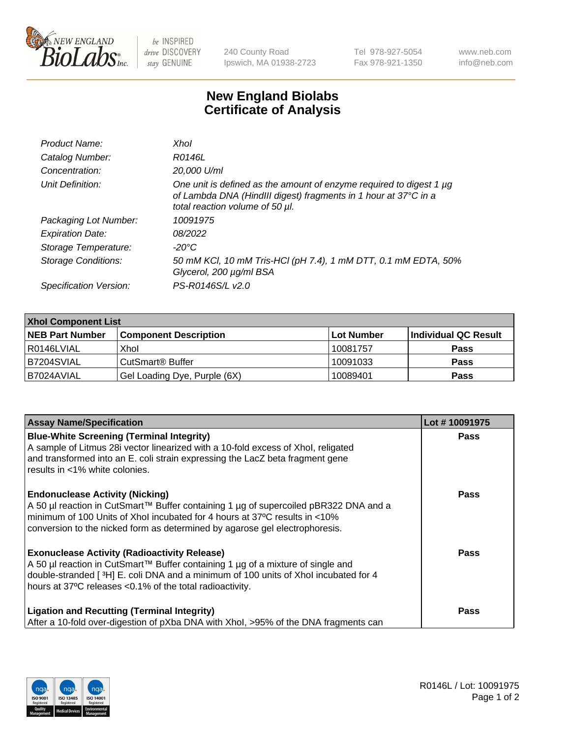# New England Biolabs
## Certificate of Analysis

| | |
|---|---|
| *Product Name:* | *XhoI* |
| *Catalog Number:* | *R0146L* |
| *Concentration:* | *20,000 U/ml* |
| *Unit Definition:* | *One unit is defined as the amount of enzyme required to digest 1 µg of Lambda DNA (HindIII digest) fragments in 1 hour at 37°C in a total reaction volume of 50 µl.* |
| *Packaging Lot Number:* | *10091975* |
| *Expiration Date:* | *08/2022* |
| *Storage Temperature:* | *-20°C* |
| *Storage Conditions:* | *50 mM KCl, 10 mM Tris-HCl (pH 7.4), 1 mM DTT, 0.1 mM EDTA, 50% Glycerol, 200 µg/ml BSA* |
| *Specification Version:* | *PS-R0146S/L v2.0* |

| XhoI Component List | | | |
|---|---|---|---|
| **NEB Part Number** | **Component Description** | **Lot Number** | **Individual QC Result** |
| R0146LVIAL | XhoI | 10081757 | **Pass** |
| B7204SVIAL | CutSmart® Buffer | 10091033 | **Pass** |
| B7024AVIAL | Gel Loading Dye, Purple (6X) | 10089401 | **Pass** |

| Assay Name/Specification | Lot # 10091975 |
|---|---|
| **Blue-White Screening (Terminal Integrity)** A sample of Litmus 28i vector linearized with a 10-fold excess of XhoI, religated and transformed into an E. coli strain expressing the LacZ beta fragment gene results in <1% white colonies. | **Pass** |
| **Endonuclease Activity (Nicking)** A 50 µl reaction in CutSmart™ Buffer containing 1 µg of supercoiled pBR322 DNA and a minimum of 100 Units of XhoI incubated for 4 hours at 37ºC results in <10% conversion to the nicked form as determined by agarose gel electrophoresis. | **Pass** |
| **Exonuclease Activity (Radioactivity Release)** A 50 µl reaction in CutSmart™ Buffer containing 1 µg of a mixture of single and double-stranded [ $^{3}$H] E. coli DNA and a minimum of 100 units of XhoI incubated for 4 hours at 37ºC releases <0.1% of the total radioactivity. | **Pass** |
| **Ligation and Recutting (Terminal Integrity)** After a 10-fold over-digestion of pXba DNA with XhoI, >95% of the DNA fragments can | **Pass** |

R0146L / Lot: 10091975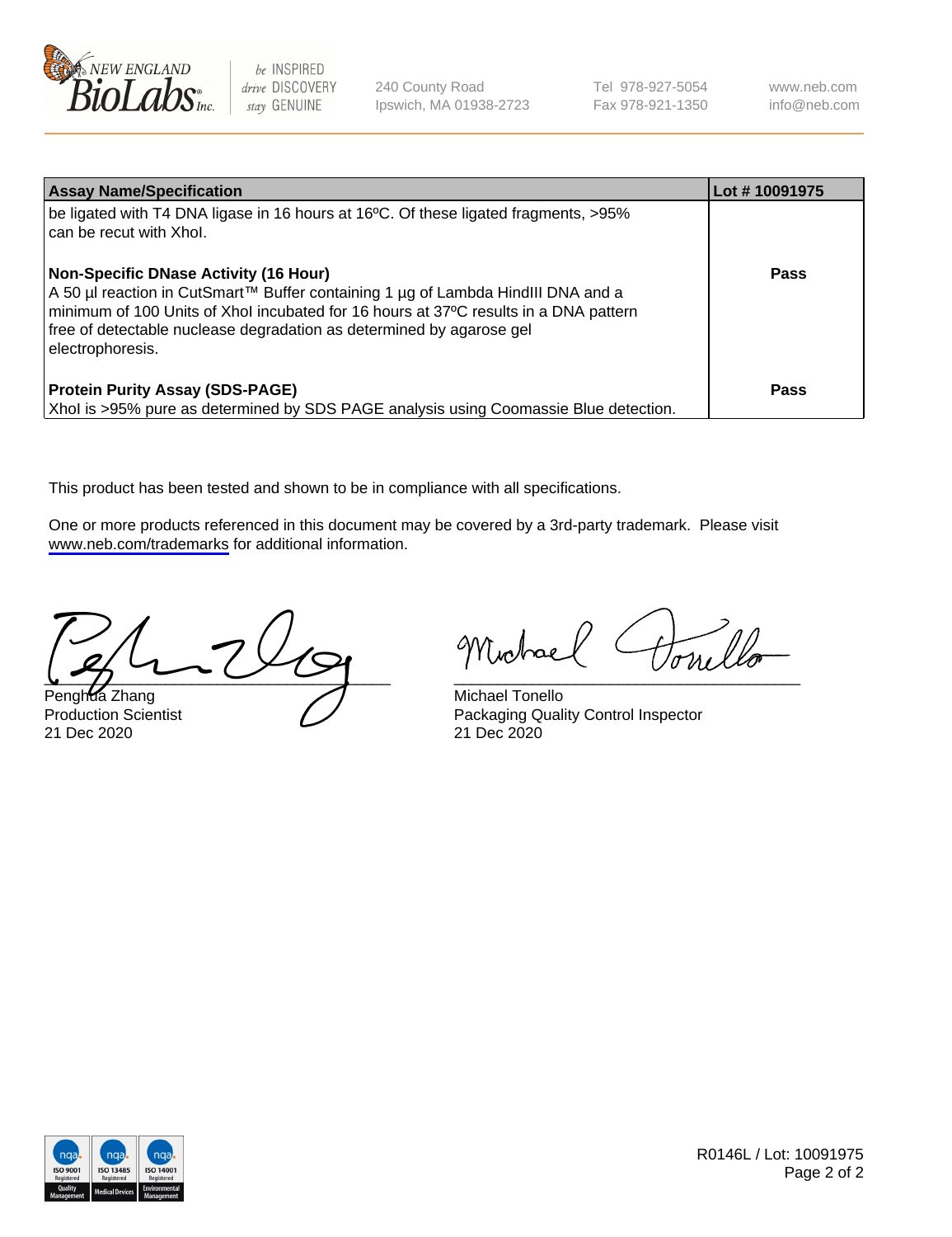| Assay Name/Specification | Lot # 10091975 |
|---|---|
| be ligated with T4 DNA ligase in 16 hours at 16ºC. Of these ligated fragments, >95% can be recut with XhoI. | |
| **Non-Specific DNase Activity (16 Hour)**<br>A 50 µl reaction in CutSmart™ Buffer containing 1 µg of Lambda HindIII DNA and a minimum of 100 Units of XhoI incubated for 16 hours at 37ºC results in a DNA pattern free of detectable nuclease degradation as determined by agarose gel electrophoresis. | **Pass** |
| **Protein Purity Assay (SDS-PAGE)**<br>XhoI is >95% pure as determined by SDS PAGE analysis using Coomassie Blue detection. | **Pass** |

This product has been tested and shown to be in compliance with all specifications.

One or more products referenced in this document may be covered by a 3rd-party trademark. Please visit www.neb.com/trademarks for additional information.

Penghua Zhang
Production Scientist
21 Dec 2020

Michael Tonello
Packaging Quality Control Inspector
21 Dec 2020

R0146L / Lot: 10091975